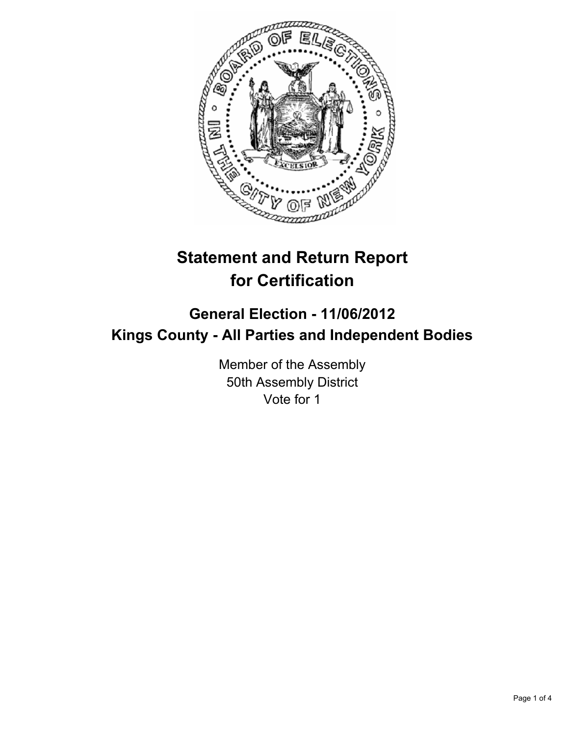# Statement and Return Report for Certification

## General Election - 11/06/2012
## Kings County - All Parties and Independent Bodies

Member of the Assembly
50th Assembly District
Vote for 1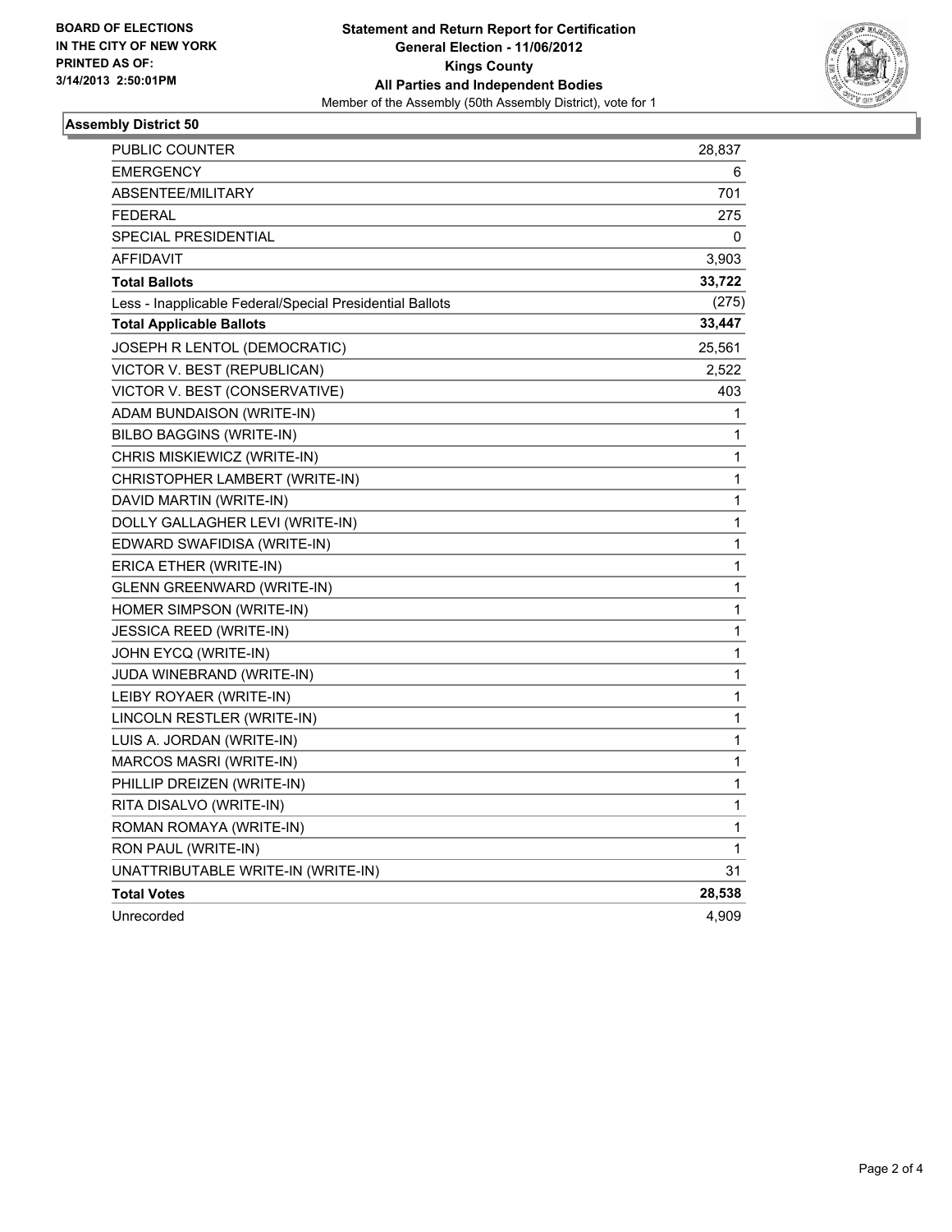**BOARD OF ELECTIONS IN THE CITY OF NEW YORK PRINTED AS OF: 3/14/2013 2:50:01PM**

**Statement and Return Report for Certification**
**General Election - 11/06/2012**
**Kings County**
**All Parties and Independent Bodies**
Member of the Assembly (50th Assembly District), vote for 1

### Assembly District 50

| | |
|---|---|
| PUBLIC COUNTER | 28,837 |
| EMERGENCY | 6 |
| ABSENTEE/MILITARY | 701 |
| FEDERAL | 275 |
| SPECIAL PRESIDENTIAL | 0 |
| AFFIDAVIT | 3,903 |
| **Total Ballots** | **33,722** |
| Less - Inapplicable Federal/Special Presidential Ballots | (275) |
| **Total Applicable Ballots** | **33,447** |
| JOSEPH R LENTOL (DEMOCRATIC) | 25,561 |
| VICTOR V. BEST (REPUBLICAN) | 2,522 |
| VICTOR V. BEST (CONSERVATIVE) | 403 |
| ADAM BUNDAISON (WRITE-IN) | 1 |
| BILBO BAGGINS (WRITE-IN) | 1 |
| CHRIS MISKIEWICZ (WRITE-IN) | 1 |
| CHRISTOPHER LAMBERT (WRITE-IN) | 1 |
| DAVID MARTIN (WRITE-IN) | 1 |
| DOLLY GALLAGHER LEVI (WRITE-IN) | 1 |
| EDWARD SWAFIDISA (WRITE-IN) | 1 |
| ERICA ETHER (WRITE-IN) | 1 |
| GLENN GREENWARD (WRITE-IN) | 1 |
| HOMER SIMPSON (WRITE-IN) | 1 |
| JESSICA REED (WRITE-IN) | 1 |
| JOHN EYCQ (WRITE-IN) | 1 |
| JUDA WINEBRAND (WRITE-IN) | 1 |
| LEIBY ROYAER (WRITE-IN) | 1 |
| LINCOLN RESTLER (WRITE-IN) | 1 |
| LUIS A. JORDAN (WRITE-IN) | 1 |
| MARCOS MASRI (WRITE-IN) | 1 |
| PHILLIP DREIZEN (WRITE-IN) | 1 |
| RITA DISALVO (WRITE-IN) | 1 |
| ROMAN ROMAYA (WRITE-IN) | 1 |
| RON PAUL (WRITE-IN) | 1 |
| UNATTRIBUTABLE WRITE-IN (WRITE-IN) | 31 |
| **Total Votes** | **28,538** |
| Unrecorded | 4,909 |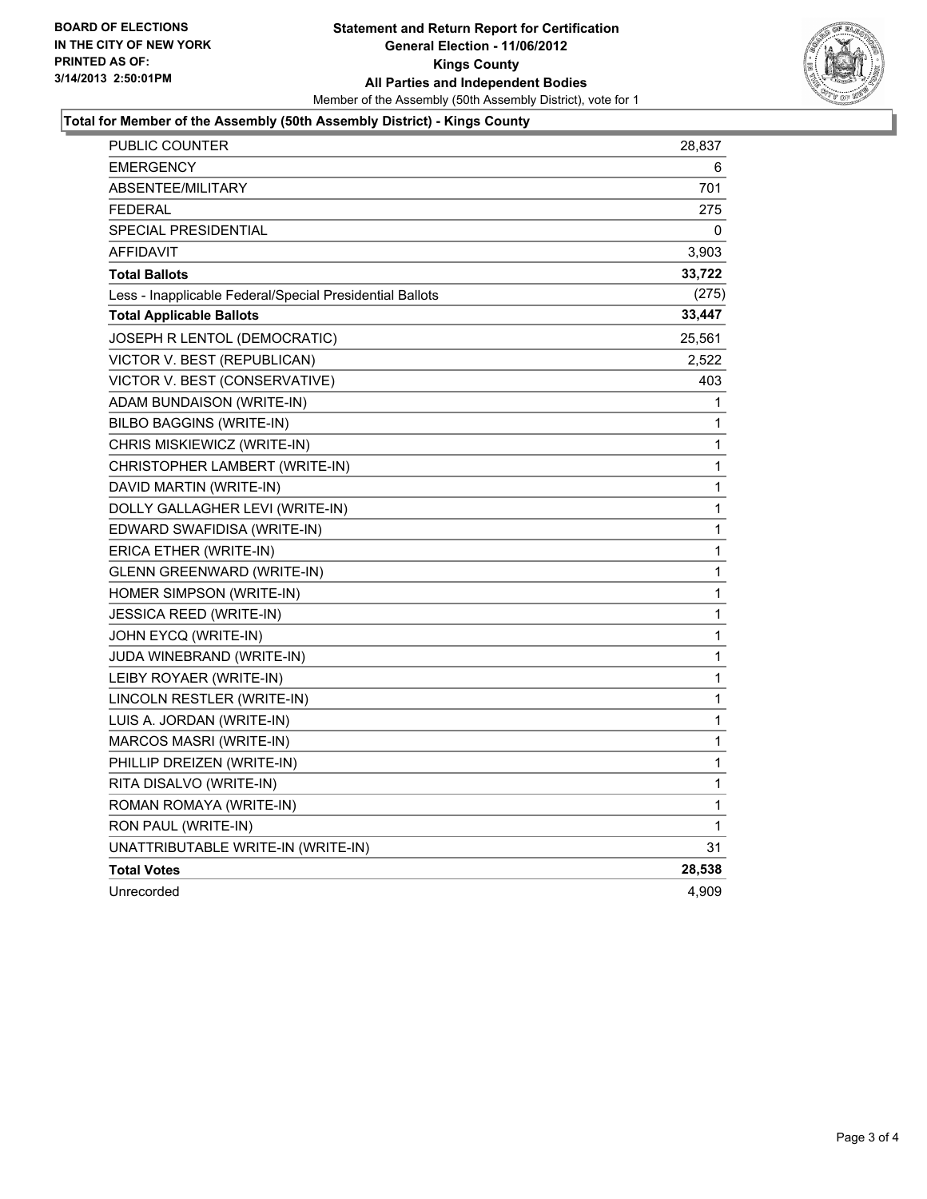**BOARD OF ELECTIONS IN THE CITY OF NEW YORK PRINTED AS OF: 3/14/2013 2:50:01PM**

**Statement and Return Report for Certification General Election - 11/06/2012 Kings County All Parties and Independent Bodies**

Member of the Assembly (50th Assembly District), vote for 1

**Total for Member of the Assembly (50th Assembly District) - Kings County**

| | |
|---|---|
| PUBLIC COUNTER | 28,837 |
| EMERGENCY | 6 |
| ABSENTEE/MILITARY | 701 |
| FEDERAL | 275 |
| SPECIAL PRESIDENTIAL | 0 |
| AFFIDAVIT | 3,903 |
| **Total Ballots** | **33,722** |
| Less - Inapplicable Federal/Special Presidential Ballots | (275) |
| **Total Applicable Ballots** | **33,447** |
| JOSEPH R LENTOL (DEMOCRATIC) | 25,561 |
| VICTOR V. BEST (REPUBLICAN) | 2,522 |
| VICTOR V. BEST (CONSERVATIVE) | 403 |
| ADAM BUNDAISON (WRITE-IN) | 1 |
| BILBO BAGGINS (WRITE-IN) | 1 |
| CHRIS MISKIEWICZ (WRITE-IN) | 1 |
| CHRISTOPHER LAMBERT (WRITE-IN) | 1 |
| DAVID MARTIN (WRITE-IN) | 1 |
| DOLLY GALLAGHER LEVI (WRITE-IN) | 1 |
| EDWARD SWAFIDISA (WRITE-IN) | 1 |
| ERICA ETHER (WRITE-IN) | 1 |
| GLENN GREENWARD (WRITE-IN) | 1 |
| HOMER SIMPSON (WRITE-IN) | 1 |
| JESSICA REED (WRITE-IN) | 1 |
| JOHN EYCQ (WRITE-IN) | 1 |
| JUDA WINEBRAND (WRITE-IN) | 1 |
| LEIBY ROYAER (WRITE-IN) | 1 |
| LINCOLN RESTLER (WRITE-IN) | 1 |
| LUIS A. JORDAN (WRITE-IN) | 1 |
| MARCOS MASRI (WRITE-IN) | 1 |
| PHILLIP DREIZEN (WRITE-IN) | 1 |
| RITA DISALVO (WRITE-IN) | 1 |
| ROMAN ROMAYA (WRITE-IN) | 1 |
| RON PAUL (WRITE-IN) | 1 |
| UNATTRIBUTABLE WRITE-IN (WRITE-IN) | 31 |
| **Total Votes** | **28,538** |
| Unrecorded | 4,909 |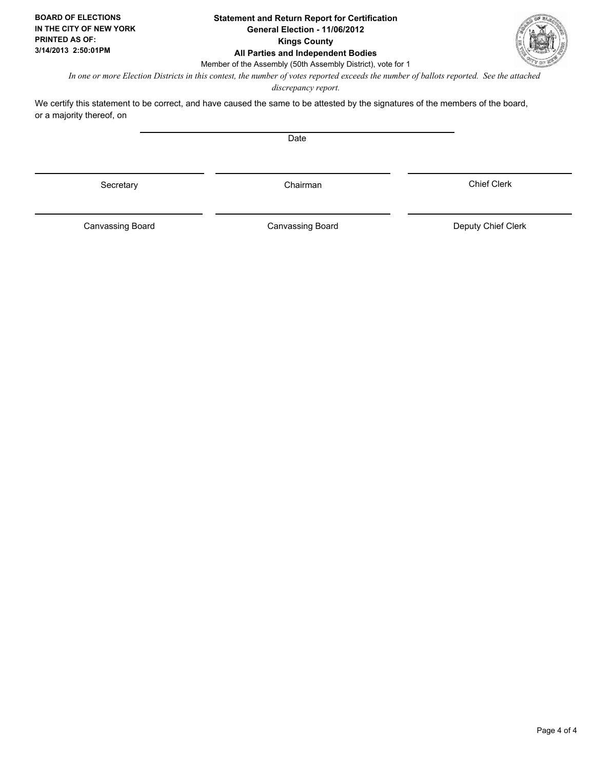**BOARD OF ELECTIONS**
**IN THE CITY OF NEW YORK**
**PRINTED AS OF:**
**3/14/2013 2:50:01PM**

**Statement and Return Report for Certification**
**General Election - 11/06/2012**
**Kings County**
**All Parties and Independent Bodies**

Member of the Assembly (50th Assembly District), vote for 1

*In one or more Election Districts in this contest, the number of votes reported exceeds the number of ballots reported. See the attached discrepancy report.*

We certify this statement to be correct, and have caused the same to be attested by the signatures of the members of the board, or a majority thereof, on

\_\_\_\_\_\_\_\_\_\_\_\_\_\_\_\_\_\_\_\_\_\_\_\_\_\_\_\_\_\_\_\_\_\_\_\_\_\_\_\_
Date

| | | |
|---|---|---|
| Secretary | Chairman | Chief Clerk |
| Canvassing Board | Canvassing Board | Deputy Chief Clerk |